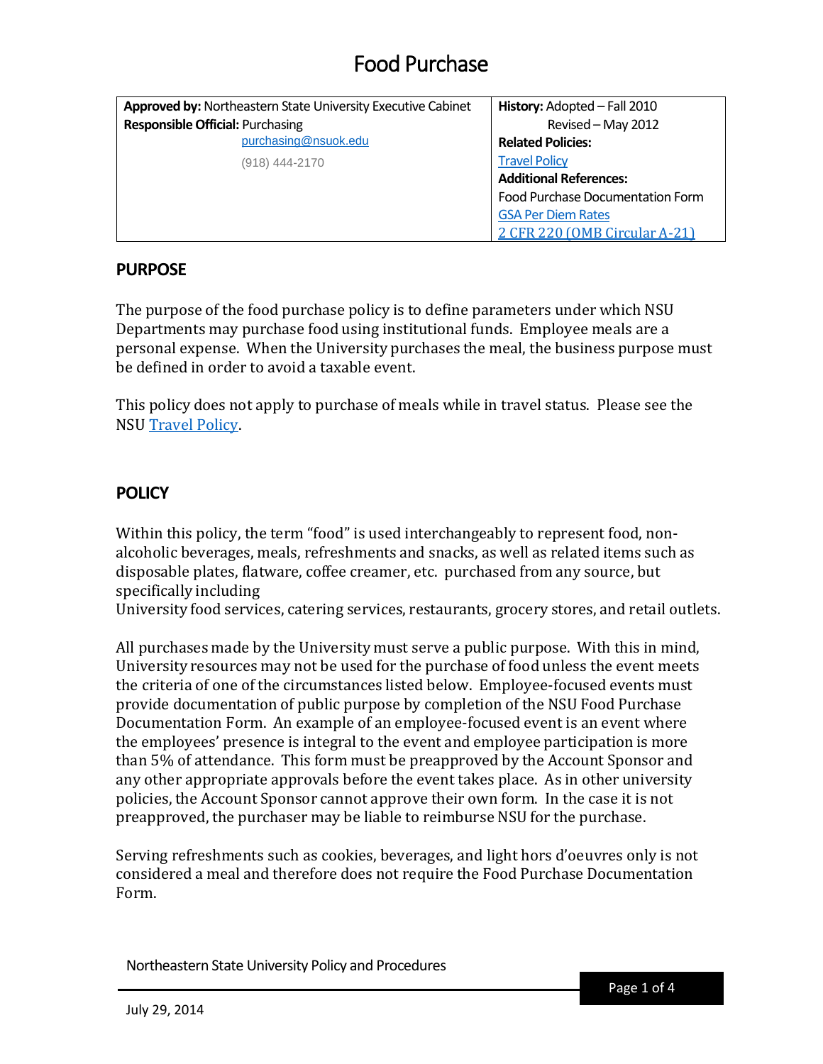# Food Purchase

| **Approved by:** Northeastern State University Executive Cabinet<br>**Responsible Official:** Purchasing<br>purchasing@nsuok.edu<br>(918) 444-2170 | **History:** Adopted – Fall 2010<br>Revised – May 2012<br>**Related Policies:**<br>Travel Policy<br>**Additional References:**<br>Food Purchase Documentation Form<br>GSA Per Diem Rates<br>2 CFR 220 (OMB Circular A-21) |
|---|---|

## PURPOSE

The purpose of the food purchase policy is to define parameters under which NSU Departments may purchase food using institutional funds. Employee meals are a personal expense. When the University purchases the meal, the business purpose must be defined in order to avoid a taxable event.

This policy does not apply to purchase of meals while in travel status. Please see the NSU Travel Policy.

## POLICY

Within this policy, the term "food" is used interchangeably to represent food, non-alcoholic beverages, meals, refreshments and snacks, as well as related items such as disposable plates, flatware, coffee creamer, etc. purchased from any source, but specifically including
University food services, catering services, restaurants, grocery stores, and retail outlets.

All purchases made by the University must serve a public purpose. With this in mind, University resources may not be used for the purchase of food unless the event meets the criteria of one of the circumstances listed below. Employee-focused events must provide documentation of public purpose by completion of the NSU Food Purchase Documentation Form. An example of an employee-focused event is an event where the employees' presence is integral to the event and employee participation is more than 5% of attendance. This form must be preapproved by the Account Sponsor and any other appropriate approvals before the event takes place. As in other university policies, the Account Sponsor cannot approve their own form. In the case it is not preapproved, the purchaser may be liable to reimburse NSU for the purchase.

Serving refreshments such as cookies, beverages, and light hors d'oeuvres only is not considered a meal and therefore does not require the Food Purchase Documentation Form.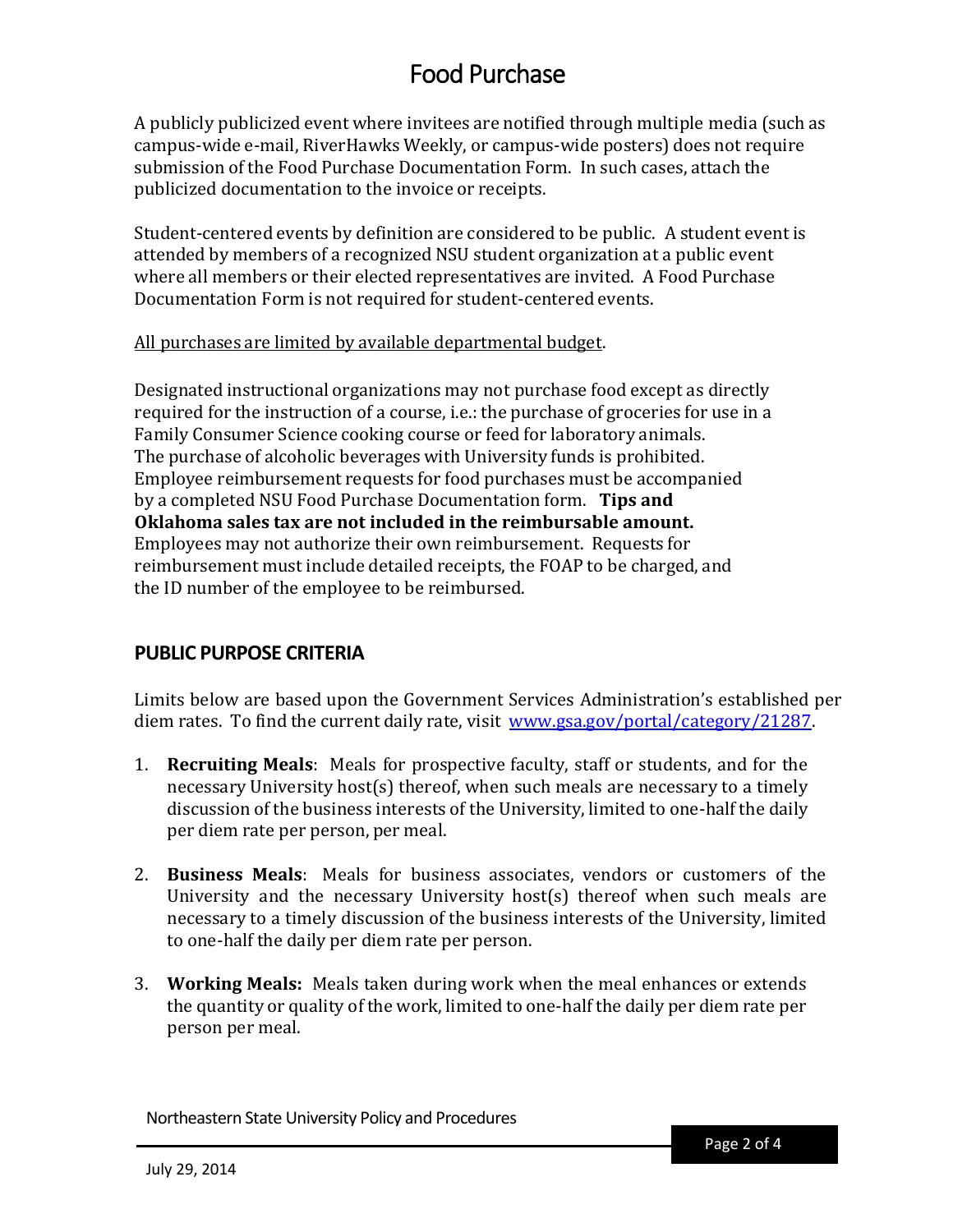# Food Purchase

A publicly publicized event where invitees are notified through multiple media (such as campus-wide e-mail, RiverHawks Weekly, or campus-wide posters) does not require submission of the Food Purchase Documentation Form. In such cases, attach the publicized documentation to the invoice or receipts.

Student-centered events by definition are considered to be public. A student event is attended by members of a recognized NSU student organization at a public event where all members or their elected representatives are invited. A Food Purchase Documentation Form is not required for student-centered events.

<u>All purchases are limited by available departmental budget</u>.

Designated instructional organizations may not purchase food except as directly required for the instruction of a course, i.e.: the purchase of groceries for use in a Family Consumer Science cooking course or feed for laboratory animals. The purchase of alcoholic beverages with University funds is prohibited. Employee reimbursement requests for food purchases must be accompanied by a completed NSU Food Purchase Documentation form. **Tips and Oklahoma sales tax are not included in the reimbursable amount.** Employees may not authorize their own reimbursement. Requests for reimbursement must include detailed receipts, the FOAP to be charged, and the ID number of the employee to be reimbursed.

## PUBLIC PURPOSE CRITERIA

Limits below are based upon the Government Services Administration's established per diem rates. To find the current daily rate, visit [www.gsa.gov/portal/category/21287](www.gsa.gov/portal/category/21287).

1. **Recruiting Meals**: Meals for prospective faculty, staff or students, and for the necessary University host(s) thereof, when such meals are necessary to a timely discussion of the business interests of the University, limited to one-half the daily per diem rate per person, per meal.

2. **Business Meals**: Meals for business associates, vendors or customers of the University and the necessary University host(s) thereof when such meals are necessary to a timely discussion of the business interests of the University, limited to one-half the daily per diem rate per person.

3. **Working Meals:** Meals taken during work when the meal enhances or extends the quantity or quality of the work, limited to one-half the daily per diem rate per person per meal.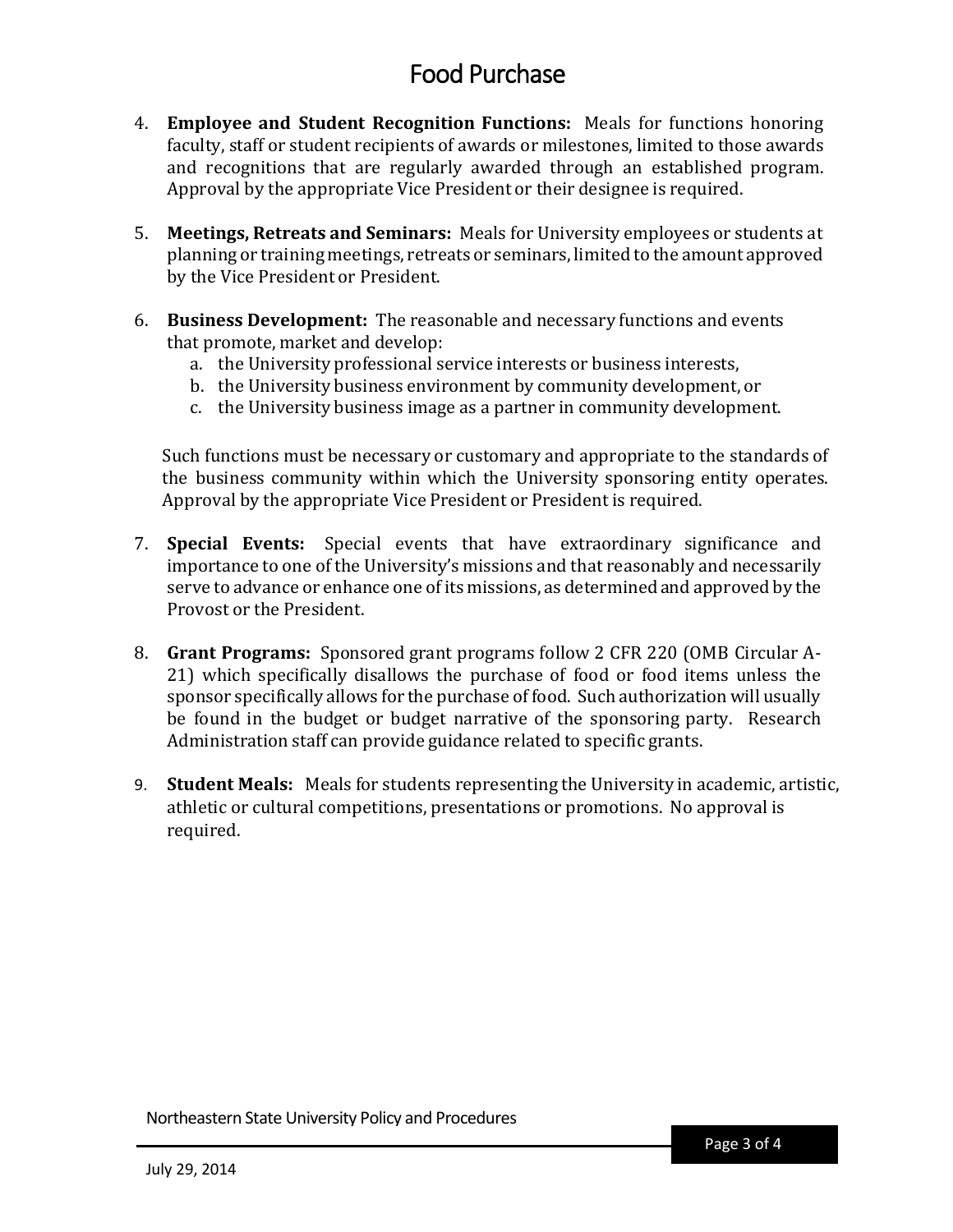# Food Purchase

4. **Employee and Student Recognition Functions:** Meals for functions honoring faculty, staff or student recipients of awards or milestones, limited to those awards and recognitions that are regularly awarded through an established program. Approval by the appropriate Vice President or their designee is required.

5. **Meetings, Retreats and Seminars:** Meals for University employees or students at planning or training meetings, retreats or seminars, limited to the amount approved by the Vice President or President.

6. **Business Development:** The reasonable and necessary functions and events that promote, market and develop:
   a. the University professional service interests or business interests,
   b. the University business environment by community development, or
   c. the University business image as a partner in community development.

   Such functions must be necessary or customary and appropriate to the standards of the business community within which the University sponsoring entity operates. Approval by the appropriate Vice President or President is required.

7. **Special Events:** Special events that have extraordinary significance and importance to one of the University's missions and that reasonably and necessarily serve to advance or enhance one of its missions, as determined and approved by the Provost or the President.

8. **Grant Programs:** Sponsored grant programs follow 2 CFR 220 (OMB Circular A-21) which specifically disallows the purchase of food or food items unless the sponsor specifically allows for the purchase of food. Such authorization will usually be found in the budget or budget narrative of the sponsoring party. Research Administration staff can provide guidance related to specific grants.

9. **Student Meals:** Meals for students representing the University in academic, artistic, athletic or cultural competitions, presentations or promotions. No approval is required.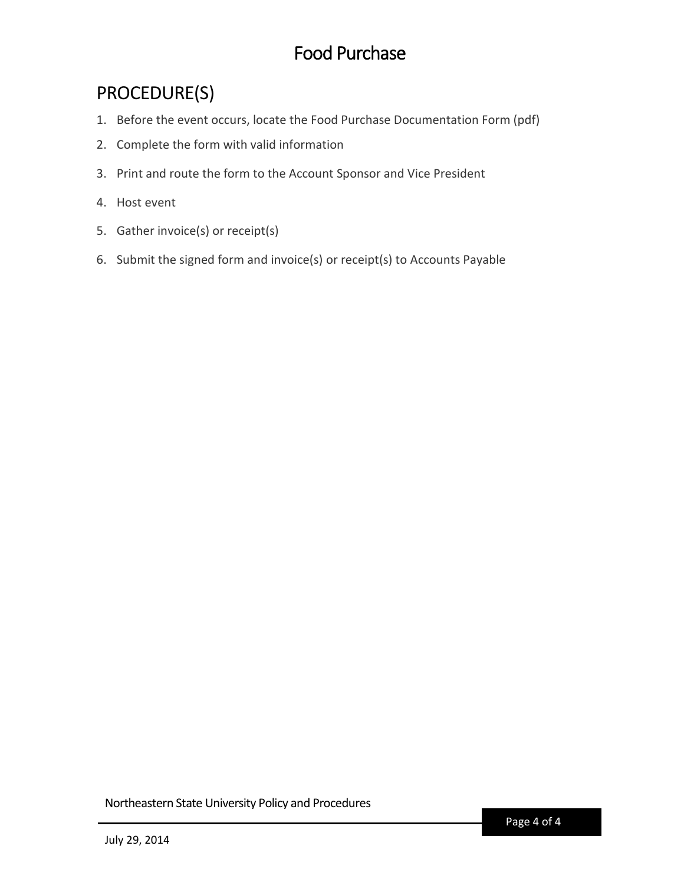# Food Purchase

## PROCEDURE(S)

1. Before the event occurs, locate the Food Purchase Documentation Form (pdf)
2. Complete the form with valid information
3. Print and route the form to the Account Sponsor and Vice President
4. Host event
5. Gather invoice(s) or receipt(s)
6. Submit the signed form and invoice(s) or receipt(s) to Accounts Payable